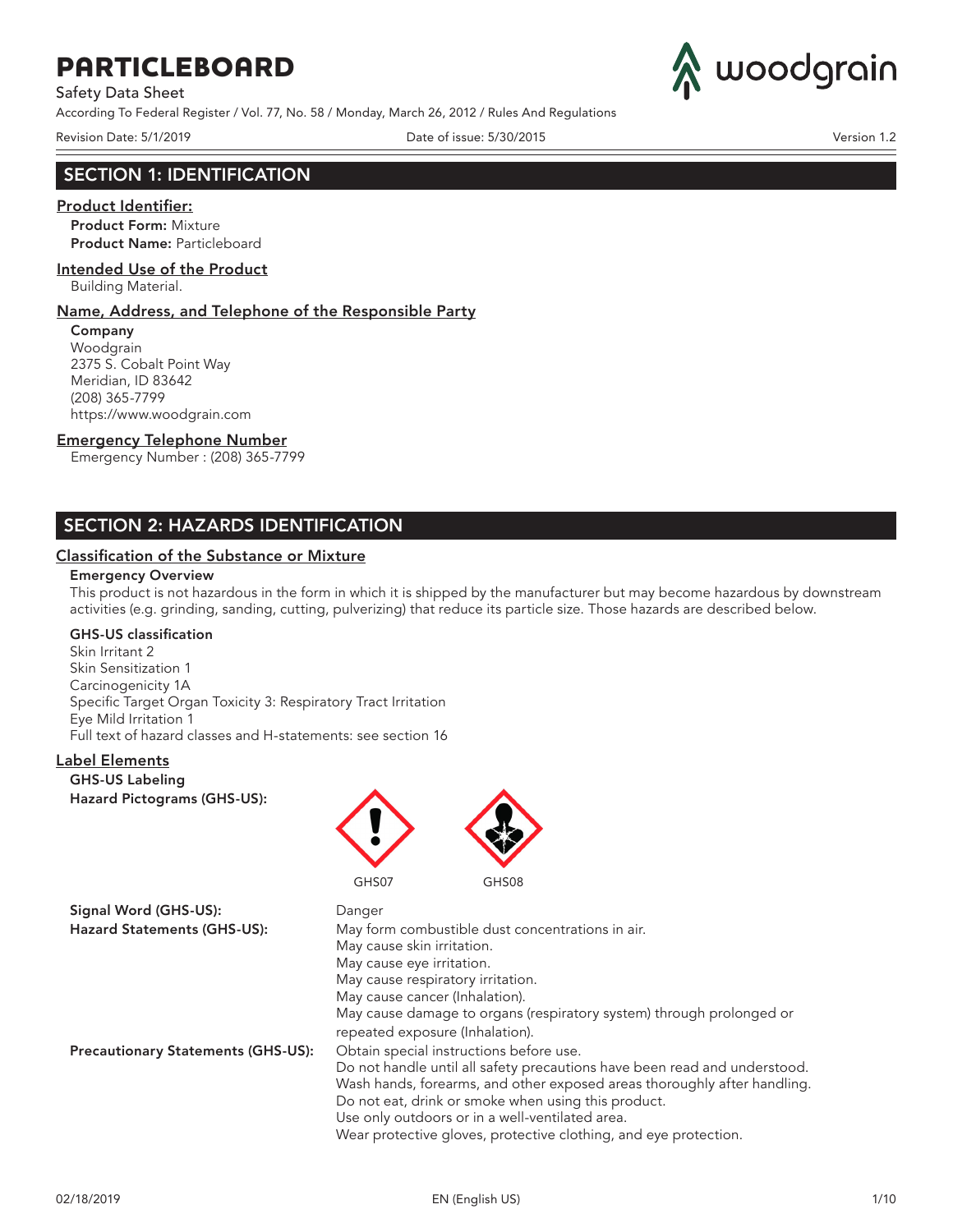# PARTICLEBOARD

Safety Data Sheet

According To Federal Register / Vol. 77, No. 58 / Monday, March 26, 2012 / Rules And Regulations

Revision Date: 5/1/2019 Date of issue: 5/30/2015 Version 1.2

## SECTION 1: IDENTIFICATION

### Product Identifier:

**Product Form:** Mixture
**Product Name:** Particleboard

### Intended Use of the Product

Building Material.

### Name, Address, and Telephone of the Responsible Party

**Company**
Woodgrain
2375 S. Cobalt Point Way
Meridian, ID 83642
(208) 365-7799
https://www.woodgrain.com

### Emergency Telephone Number

Emergency Number : (208) 365-7799

## SECTION 2: HAZARDS IDENTIFICATION

### Classification of the Substance or Mixture

**Emergency Overview**

This product is not hazardous in the form in which it is shipped by the manufacturer but may become hazardous by downstream activities (e.g. grinding, sanding, cutting, pulverizing) that reduce its particle size. Those hazards are described below.

**GHS-US classification**

Skin Irritant 2
Skin Sensitization 1
Carcinogenicity 1A
Specific Target Organ Toxicity 3: Respiratory Tract Irritation
Eye Mild Irritation 1
Full text of hazard classes and H-statements: see section 16

### Label Elements

**GHS-US Labeling**

**Hazard Pictograms (GHS-US):** GHS07 GHS08

**Signal Word (GHS-US):** Danger

**Hazard Statements (GHS-US):**
May form combustible dust concentrations in air.
May cause skin irritation.
May cause eye irritation.
May cause respiratory irritation.
May cause cancer (Inhalation).
May cause damage to organs (respiratory system) through prolonged or repeated exposure (Inhalation).

**Precautionary Statements (GHS-US):**
Obtain special instructions before use.
Do not handle until all safety precautions have been read and understood.
Wash hands, forearms, and other exposed areas thoroughly after handling.
Do not eat, drink or smoke when using this product.
Use only outdoors or in a well-ventilated area.
Wear protective gloves, protective clothing, and eye protection.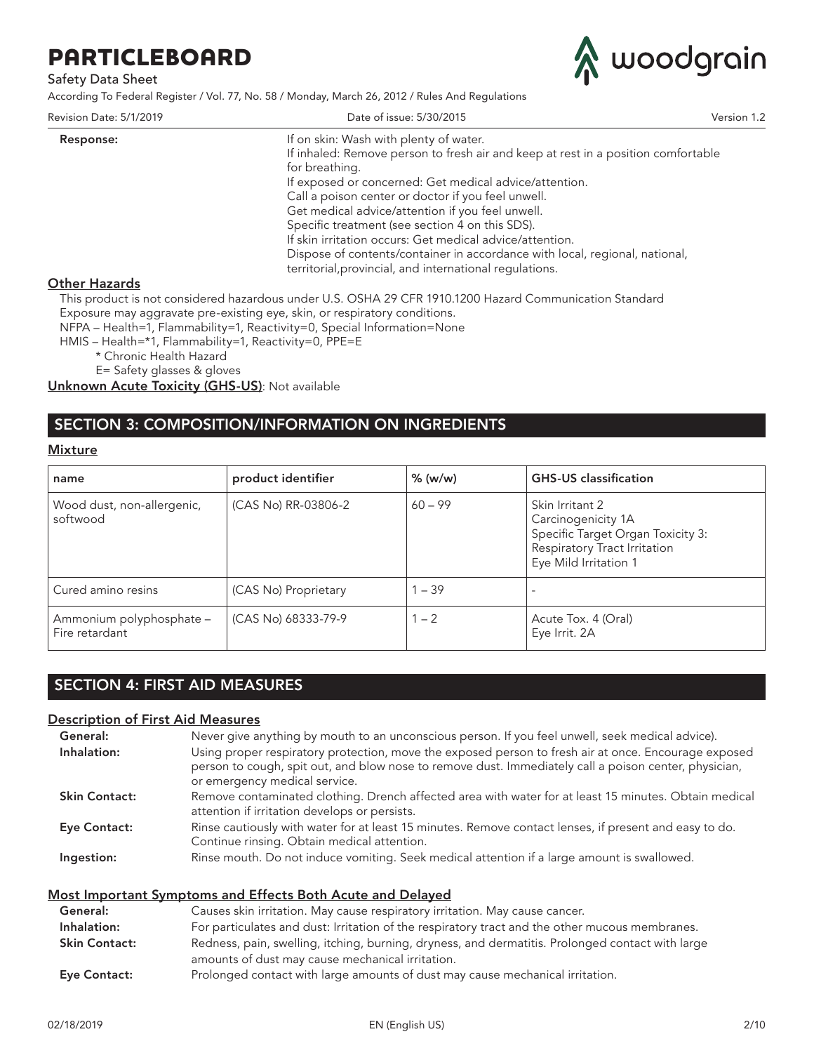**Response:**

If on skin: Wash with plenty of water.
If inhaled: Remove person to fresh air and keep at rest in a position comfortable for breathing.
If exposed or concerned: Get medical advice/attention.
Call a poison center or doctor if you feel unwell.
Get medical advice/attention if you feel unwell.
Specific treatment (see section 4 on this SDS).
If skin irritation occurs: Get medical advice/attention.
Dispose of contents/container in accordance with local, regional, national, territorial,provincial, and international regulations.

### Other Hazards

This product is not considered hazardous under U.S. OSHA 29 CFR 1910.1200 Hazard Communication Standard
Exposure may aggravate pre-existing eye, skin, or respiratory conditions.
NFPA – Health=1, Flammability=1, Reactivity=0, Special Information=None
HMIS – Health=*1, Flammability=1, Reactivity=0, PPE=E
* Chronic Health Hazard
E= Safety glasses & gloves

**Unknown Acute Toxicity (GHS-US)**: Not available

## SECTION 3: COMPOSITION/INFORMATION ON INGREDIENTS

### Mixture

| name | product identifier | % (w/w) | GHS-US classification |
|---|---|---|---|
| Wood dust, non-allergenic, softwood | (CAS No) RR-03806-2 | 60 – 99 | Skin Irritant 2<br>Carcinogenicity 1A<br>Specific Target Organ Toxicity 3: Respiratory Tract Irritation<br>Eye Mild Irritation 1 |
| Cured amino resins | (CAS No) Proprietary | 1 – 39 | - |
| Ammonium polyphosphate – Fire retardant | (CAS No) 68333-79-9 | 1 – 2 | Acute Tox. 4 (Oral)<br>Eye Irrit. 2A |

## SECTION 4: FIRST AID MEASURES

### Description of First Aid Measures

**General:** Never give anything by mouth to an unconscious person. If you feel unwell, seek medical advice).

**Inhalation:** Using proper respiratory protection, move the exposed person to fresh air at once. Encourage exposed person to cough, spit out, and blow nose to remove dust. Immediately call a poison center, physician, or emergency medical service.

**Skin Contact:** Remove contaminated clothing. Drench affected area with water for at least 15 minutes. Obtain medical attention if irritation develops or persists.

**Eye Contact:** Rinse cautiously with water for at least 15 minutes. Remove contact lenses, if present and easy to do. Continue rinsing. Obtain medical attention.

**Ingestion:** Rinse mouth. Do not induce vomiting. Seek medical attention if a large amount is swallowed.

### Most Important Symptoms and Effects Both Acute and Delayed

**General:** Causes skin irritation. May cause respiratory irritation. May cause cancer.

**Inhalation:** For particulates and dust: Irritation of the respiratory tract and the other mucous membranes.

**Skin Contact:** Redness, pain, swelling, itching, burning, dryness, and dermatitis. Prolonged contact with large amounts of dust may cause mechanical irritation.

**Eye Contact:** Prolonged contact with large amounts of dust may cause mechanical irritation.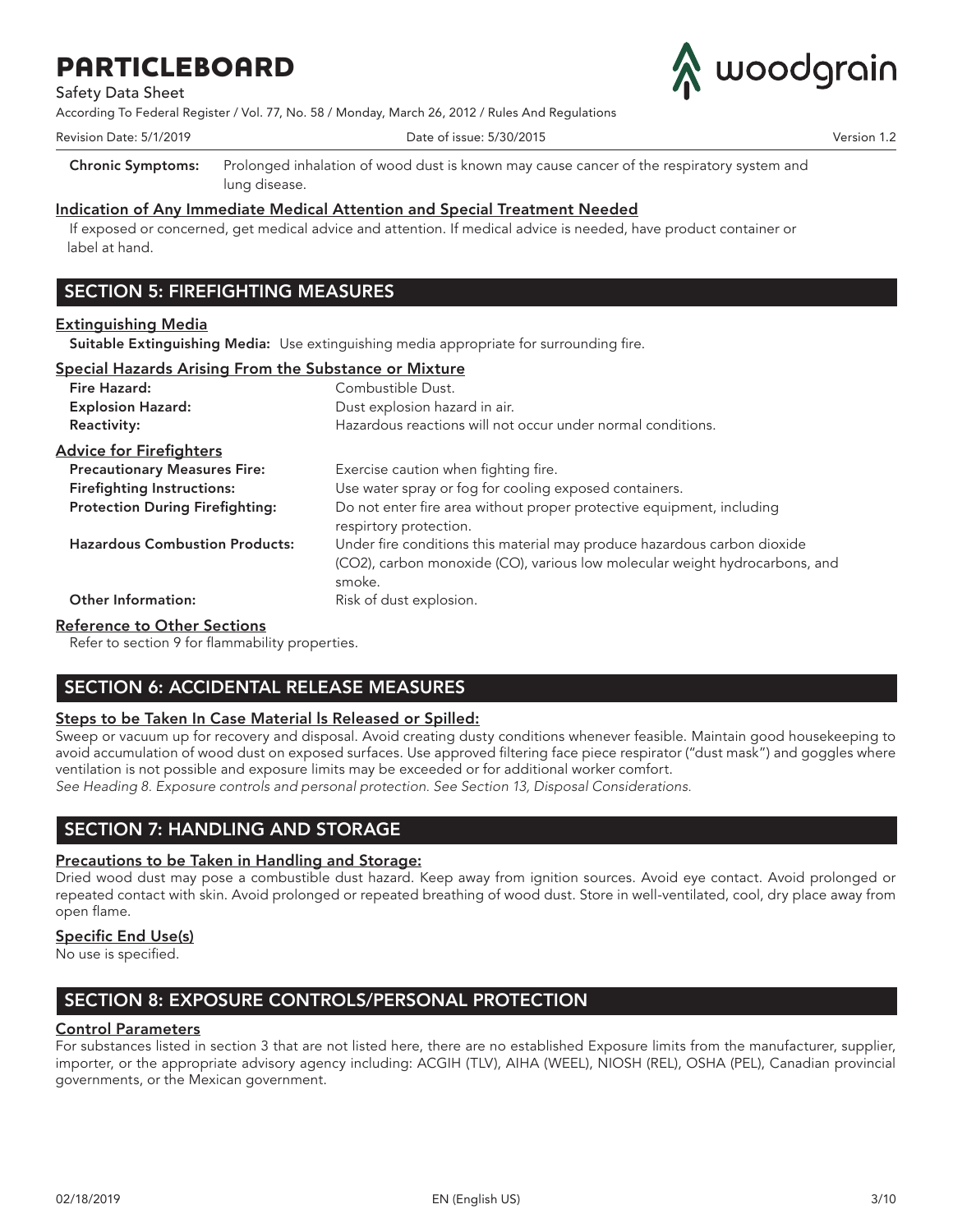**Chronic Symptoms:** Prolonged inhalation of wood dust is known may cause cancer of the respiratory system and lung disease.

**Indication of Any Immediate Medical Attention and Special Treatment Needed**

If exposed or concerned, get medical advice and attention. If medical advice is needed, have product container or label at hand.

## SECTION 5: FIREFIGHTING MEASURES

**Extinguishing Media**

**Suitable Extinguishing Media:** Use extinguishing media appropriate for surrounding fire.

**Special Hazards Arising From the Substance or Mixture**

**Fire Hazard:** Combustible Dust.

**Explosion Hazard:** Dust explosion hazard in air.

**Reactivity:** Hazardous reactions will not occur under normal conditions.

**Advice for Firefighters**

**Precautionary Measures Fire:** Exercise caution when fighting fire.

**Firefighting Instructions:** Use water spray or fog for cooling exposed containers.

**Protection During Firefighting:** Do not enter fire area without proper protective equipment, including respirtory protection.

**Hazardous Combustion Products:** Under fire conditions this material may produce hazardous carbon dioxide ($CO_2$), carbon monoxide (CO), various low molecular weight hydrocarbons, and smoke.

**Other Information:** Risk of dust explosion.

**Reference to Other Sections**

Refer to section 9 for flammability properties.

## SECTION 6: ACCIDENTAL RELEASE MEASURES

**Steps to be Taken In Case Material ls Released or Spilled:**

Sweep or vacuum up for recovery and disposal. Avoid creating dusty conditions whenever feasible. Maintain good housekeeping to avoid accumulation of wood dust on exposed surfaces. Use approved filtering face piece respirator ("dust mask") and goggles where ventilation is not possible and exposure limits may be exceeded or for additional worker comfort.

*See Heading 8. Exposure controls and personal protection. See Section 13, Disposal Considerations.*

## SECTION 7: HANDLING AND STORAGE

**Precautions to be Taken in Handling and Storage:**

Dried wood dust may pose a combustible dust hazard. Keep away from ignition sources. Avoid eye contact. Avoid prolonged or repeated contact with skin. Avoid prolonged or repeated breathing of wood dust. Store in well-ventilated, cool, dry place away from open flame.

**Specific End Use(s)**

No use is specified.

## SECTION 8: EXPOSURE CONTROLS/PERSONAL PROTECTION

**Control Parameters**

For substances listed in section 3 that are not listed here, there are no established Exposure limits from the manufacturer, supplier, importer, or the appropriate advisory agency including: ACGIH (TLV), AIHA (WEEL), NIOSH (REL), OSHA (PEL), Canadian provincial governments, or the Mexican government.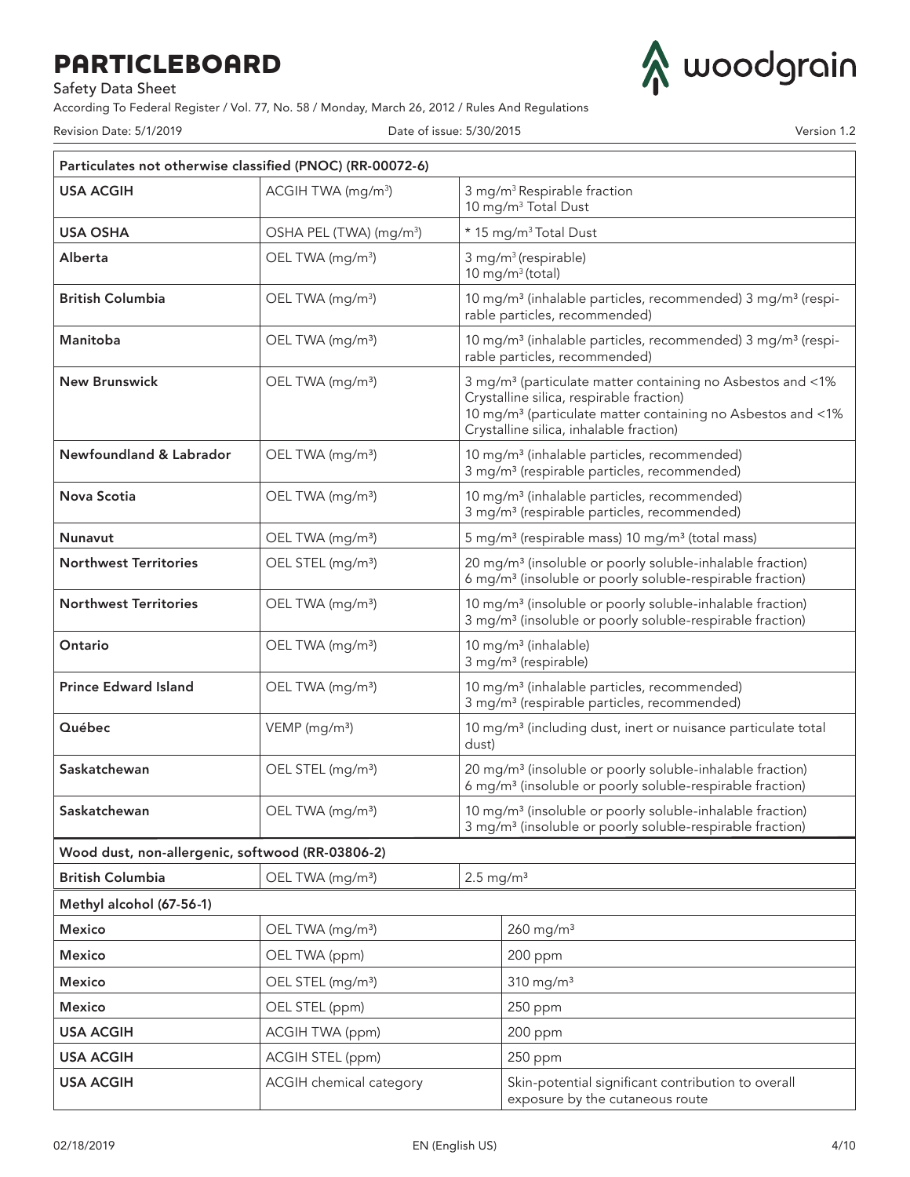| Particulates not otherwise classified (PNOC) (RR-00072-6) | | |
|---|---|---|
| **USA ACGIH** | ACGIH TWA (mg/m³) | 3 mg/m³ Respirable fraction<br>10 mg/m³ Total Dust |
| **USA OSHA** | OSHA PEL (TWA) (mg/m³) | * 15 mg/m³ Total Dust |
| **Alberta** | OEL TWA (mg/m³) | 3 mg/m³ (respirable)<br>10 mg/m³ (total) |
| **British Columbia** | OEL TWA (mg/m³) | 10 mg/m³ (inhalable particles, recommended) 3 mg/m³ (respirable particles, recommended) |
| **Manitoba** | OEL TWA (mg/m³) | 10 mg/m³ (inhalable particles, recommended) 3 mg/m³ (respirable particles, recommended) |
| **New Brunswick** | OEL TWA (mg/m³) | 3 mg/m³ (particulate matter containing no Asbestos and <1% Crystalline silica, respirable fraction)<br>10 mg/m³ (particulate matter containing no Asbestos and <1% Crystalline silica, inhalable fraction) |
| **Newfoundland & Labrador** | OEL TWA (mg/m³) | 10 mg/m³ (inhalable particles, recommended)<br>3 mg/m³ (respirable particles, recommended) |
| **Nova Scotia** | OEL TWA (mg/m³) | 10 mg/m³ (inhalable particles, recommended)<br>3 mg/m³ (respirable particles, recommended) |
| **Nunavut** | OEL TWA (mg/m³) | 5 mg/m³ (respirable mass) 10 mg/m³ (total mass) |
| **Northwest Territories** | OEL STEL (mg/m³) | 20 mg/m³ (insoluble or poorly soluble-inhalable fraction)<br>6 mg/m³ (insoluble or poorly soluble-respirable fraction) |
| **Northwest Territories** | OEL TWA (mg/m³) | 10 mg/m³ (insoluble or poorly soluble-inhalable fraction)<br>3 mg/m³ (insoluble or poorly soluble-respirable fraction) |
| **Ontario** | OEL TWA (mg/m³) | 10 mg/m³ (inhalable)<br>3 mg/m³ (respirable) |
| **Prince Edward Island** | OEL TWA (mg/m³) | 10 mg/m³ (inhalable particles, recommended)<br>3 mg/m³ (respirable particles, recommended) |
| **Québec** | VEMP (mg/m³) | 10 mg/m³ (including dust, inert or nuisance particulate total dust) |
| **Saskatchewan** | OEL STEL (mg/m³) | 20 mg/m³ (insoluble or poorly soluble-inhalable fraction)<br>6 mg/m³ (insoluble or poorly soluble-respirable fraction) |
| **Saskatchewan** | OEL TWA (mg/m³) | 10 mg/m³ (insoluble or poorly soluble-inhalable fraction)<br>3 mg/m³ (insoluble or poorly soluble-respirable fraction) |
| **Wood dust, non-allergenic, softwood (RR-03806-2)** | | |
| **British Columbia** | OEL TWA (mg/m³) | 2.5 mg/m³ |
| **Methyl alcohol (67-56-1)** | | |
| **Mexico** | OEL TWA (mg/m³) | 260 mg/m³ |
| **Mexico** | OEL TWA (ppm) | 200 ppm |
| **Mexico** | OEL STEL (mg/m³) | 310 mg/m³ |
| **Mexico** | OEL STEL (ppm) | 250 ppm |
| **USA ACGIH** | ACGIH TWA (ppm) | 200 ppm |
| **USA ACGIH** | ACGIH STEL (ppm) | 250 ppm |
| **USA ACGIH** | ACGIH chemical category | Skin-potential significant contribution to overall exposure by the cutaneous route |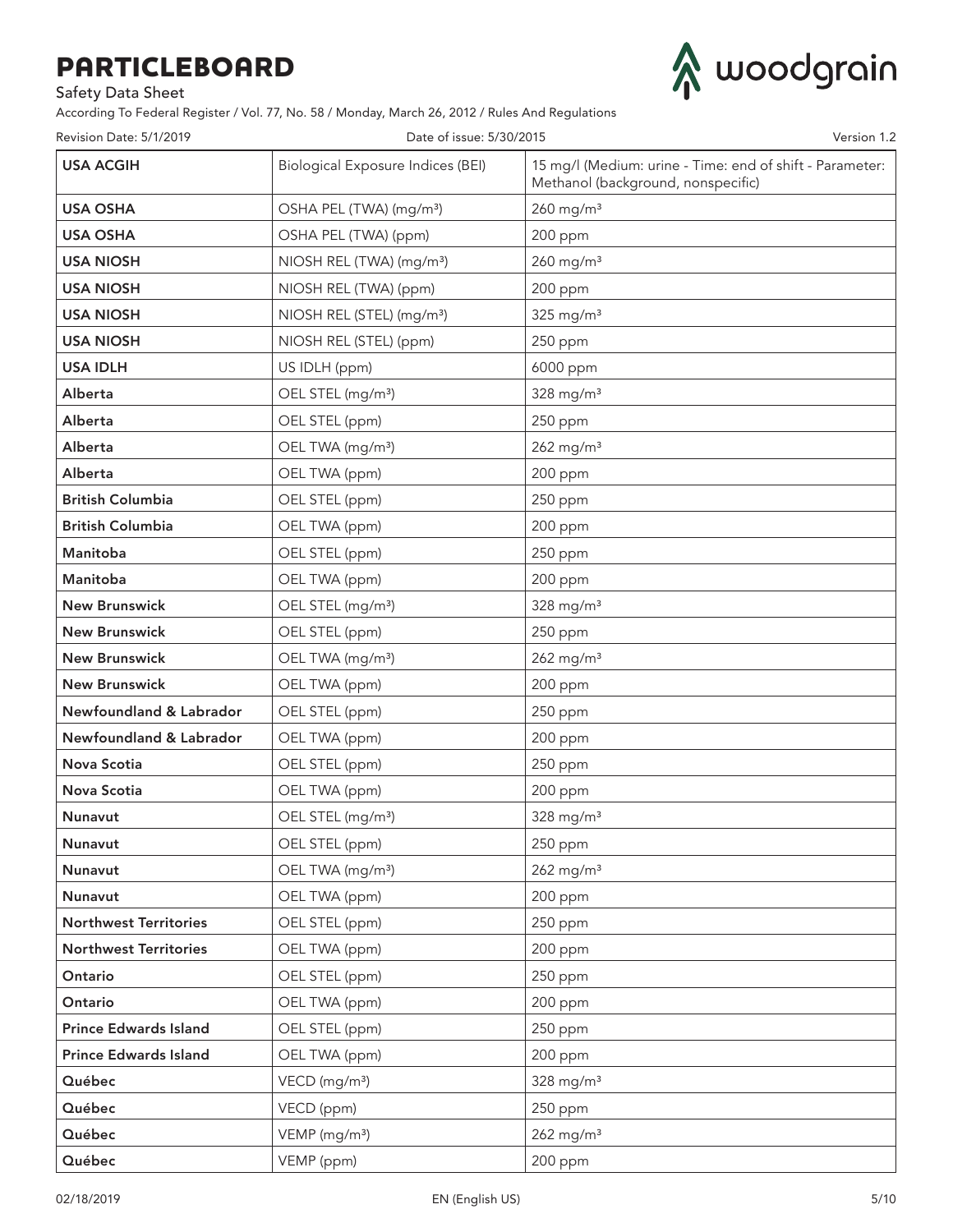| USA ACGIH | Biological Exposure Indices (BEI) | 15 mg/l (Medium: urine - Time: end of shift - Parameter: Methanol (background, nonspecific) |
|---|---|---|
| USA OSHA | OSHA PEL (TWA) (mg/m³) | 260 mg/m³ |
| USA OSHA | OSHA PEL (TWA) (ppm) | 200 ppm |
| USA NIOSH | NIOSH REL (TWA) (mg/m³) | 260 mg/m³ |
| USA NIOSH | NIOSH REL (TWA) (ppm) | 200 ppm |
| USA NIOSH | NIOSH REL (STEL) (mg/m³) | 325 mg/m³ |
| USA NIOSH | NIOSH REL (STEL) (ppm) | 250 ppm |
| USA IDLH | US IDLH (ppm) | 6000 ppm |
| Alberta | OEL STEL (mg/m³) | 328 mg/m³ |
| Alberta | OEL STEL (ppm) | 250 ppm |
| Alberta | OEL TWA (mg/m³) | 262 mg/m³ |
| Alberta | OEL TWA (ppm) | 200 ppm |
| British Columbia | OEL STEL (ppm) | 250 ppm |
| British Columbia | OEL TWA (ppm) | 200 ppm |
| Manitoba | OEL STEL (ppm) | 250 ppm |
| Manitoba | OEL TWA (ppm) | 200 ppm |
| New Brunswick | OEL STEL (mg/m³) | 328 mg/m³ |
| New Brunswick | OEL STEL (ppm) | 250 ppm |
| New Brunswick | OEL TWA (mg/m³) | 262 mg/m³ |
| New Brunswick | OEL TWA (ppm) | 200 ppm |
| Newfoundland & Labrador | OEL STEL (ppm) | 250 ppm |
| Newfoundland & Labrador | OEL TWA (ppm) | 200 ppm |
| Nova Scotia | OEL STEL (ppm) | 250 ppm |
| Nova Scotia | OEL TWA (ppm) | 200 ppm |
| Nunavut | OEL STEL (mg/m³) | 328 mg/m³ |
| Nunavut | OEL STEL (ppm) | 250 ppm |
| Nunavut | OEL TWA (mg/m³) | 262 mg/m³ |
| Nunavut | OEL TWA (ppm) | 200 ppm |
| Northwest Territories | OEL STEL (ppm) | 250 ppm |
| Northwest Territories | OEL TWA (ppm) | 200 ppm |
| Ontario | OEL STEL (ppm) | 250 ppm |
| Ontario | OEL TWA (ppm) | 200 ppm |
| Prince Edwards Island | OEL STEL (ppm) | 250 ppm |
| Prince Edwards Island | OEL TWA (ppm) | 200 ppm |
| Québec | VECD (mg/m³) | 328 mg/m³ |
| Québec | VECD (ppm) | 250 ppm |
| Québec | VEMP (mg/m³) | 262 mg/m³ |
| Québec | VEMP (ppm) | 200 ppm |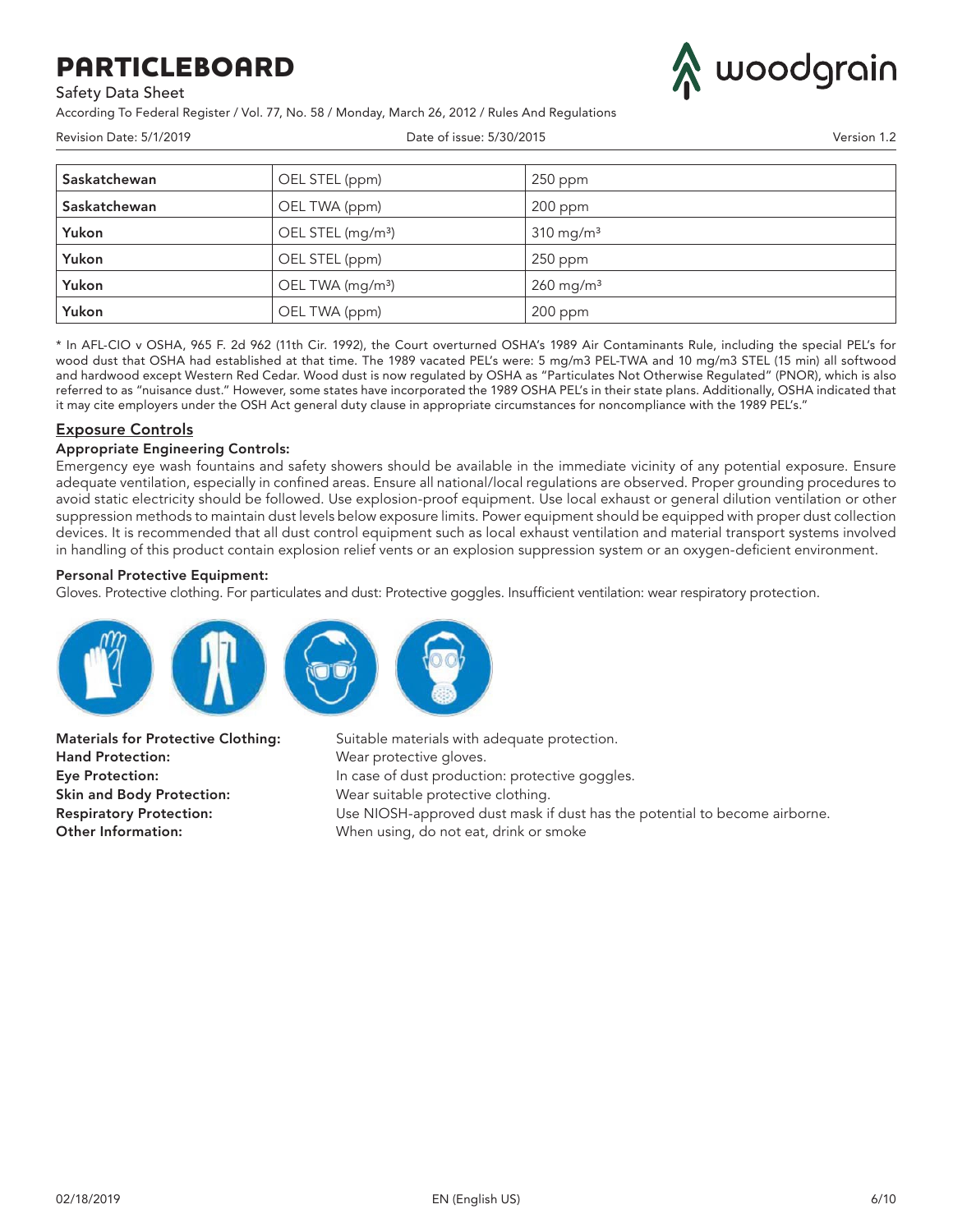| Saskatchewan | OEL STEL (ppm) | 250 ppm |
|---|---|---|
| Saskatchewan | OEL TWA (ppm) | 200 ppm |
| Yukon | OEL STEL (mg/m³) | 310 mg/m³ |
| Yukon | OEL STEL (ppm) | 250 ppm |
| Yukon | OEL TWA (mg/m³) | 260 mg/m³ |
| Yukon | OEL TWA (ppm) | 200 ppm |

* In AFL-CIO v OSHA, 965 F. 2d 962 (11th Cir. 1992), the Court overturned OSHA's 1989 Air Contaminants Rule, including the special PEL's for wood dust that OSHA had established at that time. The 1989 vacated PEL's were: 5 mg/m3 PEL-TWA and 10 mg/m3 STEL (15 min) all softwood and hardwood except Western Red Cedar. Wood dust is now regulated by OSHA as "Particulates Not Otherwise Regulated" (PNOR), which is also referred to as "nuisance dust." However, some states have incorporated the 1989 OSHA PEL's in their state plans. Additionally, OSHA indicated that it may cite employers under the OSH Act general duty clause in appropriate circumstances for noncompliance with the 1989 PEL's."

## Exposure Controls

**Appropriate Engineering Controls:**
Emergency eye wash fountains and safety showers should be available in the immediate vicinity of any potential exposure. Ensure adequate ventilation, especially in confined areas. Ensure all national/local regulations are observed. Proper grounding procedures to avoid static electricity should be followed. Use explosion-proof equipment. Use local exhaust or general dilution ventilation or other suppression methods to maintain dust levels below exposure limits. Power equipment should be equipped with proper dust collection devices. It is recommended that all dust control equipment such as local exhaust ventilation and material transport systems involved in handling of this product contain explosion relief vents or an explosion suppression system or an oxygen-deficient environment.

**Personal Protective Equipment:**
Gloves. Protective clothing. For particulates and dust: Protective goggles. Insufficient ventilation: wear respiratory protection.

**Materials for Protective Clothing:** Suitable materials with adequate protection.
**Hand Protection:** Wear protective gloves.
**Eye Protection:** In case of dust production: protective goggles.
**Skin and Body Protection:** Wear suitable protective clothing.
**Respiratory Protection:** Use NIOSH-approved dust mask if dust has the potential to become airborne.
**Other Information:** When using, do not eat, drink or smoke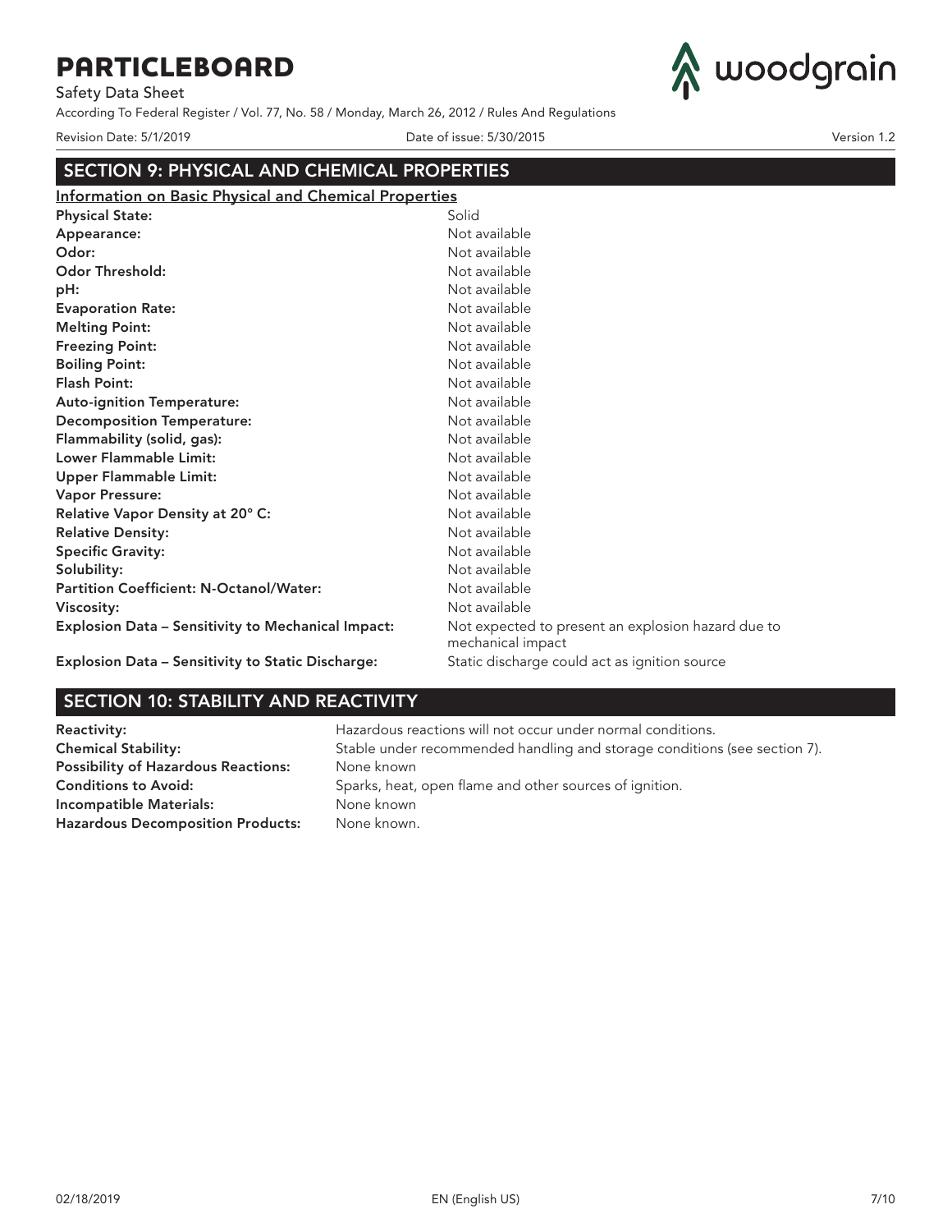## SECTION 9: PHYSICAL AND CHEMICAL PROPERTIES

**Information on Basic Physical and Chemical Properties**

| | |
|---|---|
| **Physical State:** | Solid |
| **Appearance:** | Not available |
| **Odor:** | Not available |
| **Odor Threshold:** | Not available |
| **pH:** | Not available |
| **Evaporation Rate:** | Not available |
| **Melting Point:** | Not available |
| **Freezing Point:** | Not available |
| **Boiling Point:** | Not available |
| **Flash Point:** | Not available |
| **Auto-ignition Temperature:** | Not available |
| **Decomposition Temperature:** | Not available |
| **Flammability (solid, gas):** | Not available |
| **Lower Flammable Limit:** | Not available |
| **Upper Flammable Limit:** | Not available |
| **Vapor Pressure:** | Not available |
| **Relative Vapor Density at 20° C:** | Not available |
| **Relative Density:** | Not available |
| **Specific Gravity:** | Not available |
| **Solubility:** | Not available |
| **Partition Coefficient: N-Octanol/Water:** | Not available |
| **Viscosity:** | Not available |
| **Explosion Data – Sensitivity to Mechanical Impact:** | Not expected to present an explosion hazard due to mechanical impact |
| **Explosion Data – Sensitivity to Static Discharge:** | Static discharge could act as ignition source |

## SECTION 10: STABILITY AND REACTIVITY

| | |
|---|---|
| **Reactivity:** | Hazardous reactions will not occur under normal conditions. |
| **Chemical Stability:** | Stable under recommended handling and storage conditions (see section 7). |
| **Possibility of Hazardous Reactions:** | None known |
| **Conditions to Avoid:** | Sparks, heat, open flame and other sources of ignition. |
| **Incompatible Materials:** | None known |
| **Hazardous Decomposition Products:** | None known. |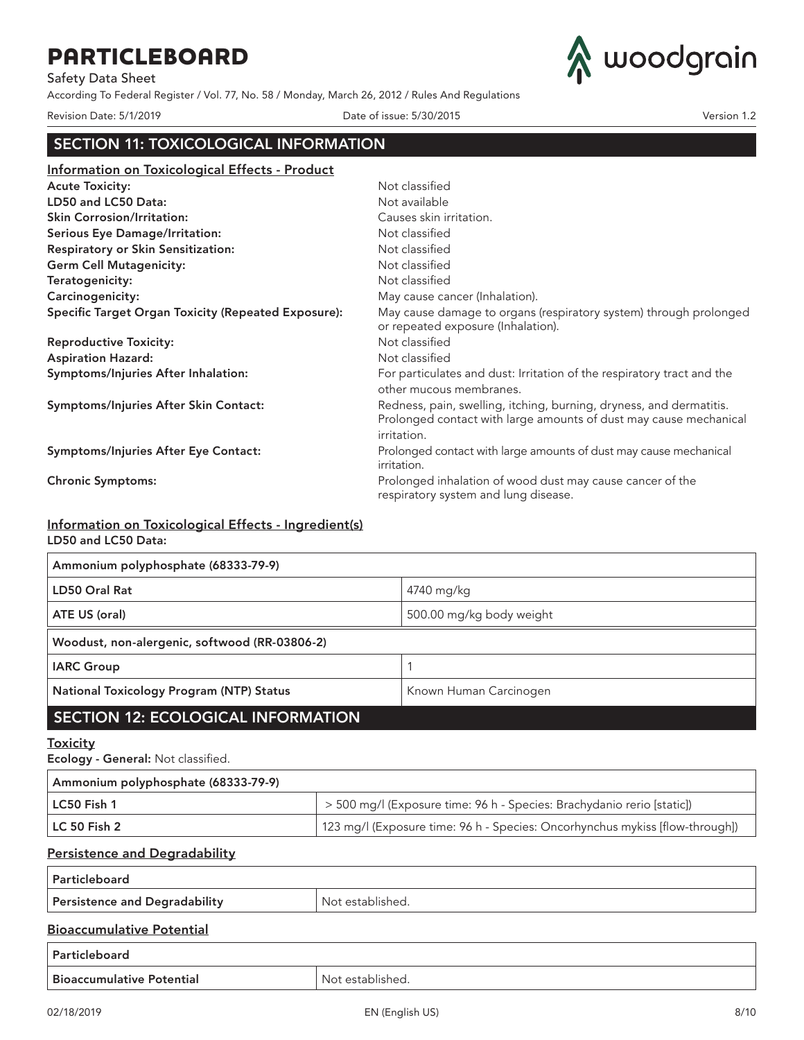## SECTION 11: TOXICOLOGICAL INFORMATION

### Information on Toxicological Effects - Product

**Acute Toxicity:** Not classified

**LD50 and LC50 Data:** Not available

**Skin Corrosion/Irritation:** Causes skin irritation.

**Serious Eye Damage/Irritation:** Not classified

**Respiratory or Skin Sensitization:** Not classified

**Germ Cell Mutagenicity:** Not classified

**Teratogenicity:** Not classified

**Carcinogenicity:** May cause cancer (Inhalation).

**Specific Target Organ Toxicity (Repeated Exposure):** May cause damage to organs (respiratory system) through prolonged or repeated exposure (Inhalation).

**Reproductive Toxicity:** Not classified

**Aspiration Hazard:** Not classified

**Symptoms/Injuries After Inhalation:** For particulates and dust: Irritation of the respiratory tract and the other mucous membranes.

**Symptoms/Injuries After Skin Contact:** Redness, pain, swelling, itching, burning, dryness, and dermatitis. Prolonged contact with large amounts of dust may cause mechanical irritation.

**Symptoms/Injuries After Eye Contact:** Prolonged contact with large amounts of dust may cause mechanical irritation.

**Chronic Symptoms:** Prolonged inhalation of wood dust may cause cancer of the respiratory system and lung disease.

### Information on Toxicological Effects - Ingredient(s)

**LD50 and LC50 Data:**

| Ammonium polyphosphate (68333-79-9) | |
|---|---|
| **LD50 Oral Rat** | 4740 mg/kg |
| **ATE US (oral)** | 500.00 mg/kg body weight |

| Woodust, non-alergenic, softwood (RR-03806-2) | |
|---|---|
| **IARC Group** | 1 |
| **National Toxicology Program (NTP) Status** | Known Human Carcinogen |

## SECTION 12: ECOLOGICAL INFORMATION

### Toxicity

**Ecology - General:** Not classified.

| Ammonium polyphosphate (68333-79-9) | |
|---|---|
| LC50 Fish 1 | > 500 mg/l (Exposure time: 96 h - Species: Brachydanio rerio [static]) |
| LC 50 Fish 2 | 123 mg/l (Exposure time: 96 h - Species: Oncorhynchus mykiss [flow-through]) |

### Persistence and Degradability

| Particleboard | |
|---|---|
| **Persistence and Degradability** | Not established. |

### Bioaccumulative Potential

| Particleboard | |
|---|---|
| **Bioaccumulative Potential** | Not established. |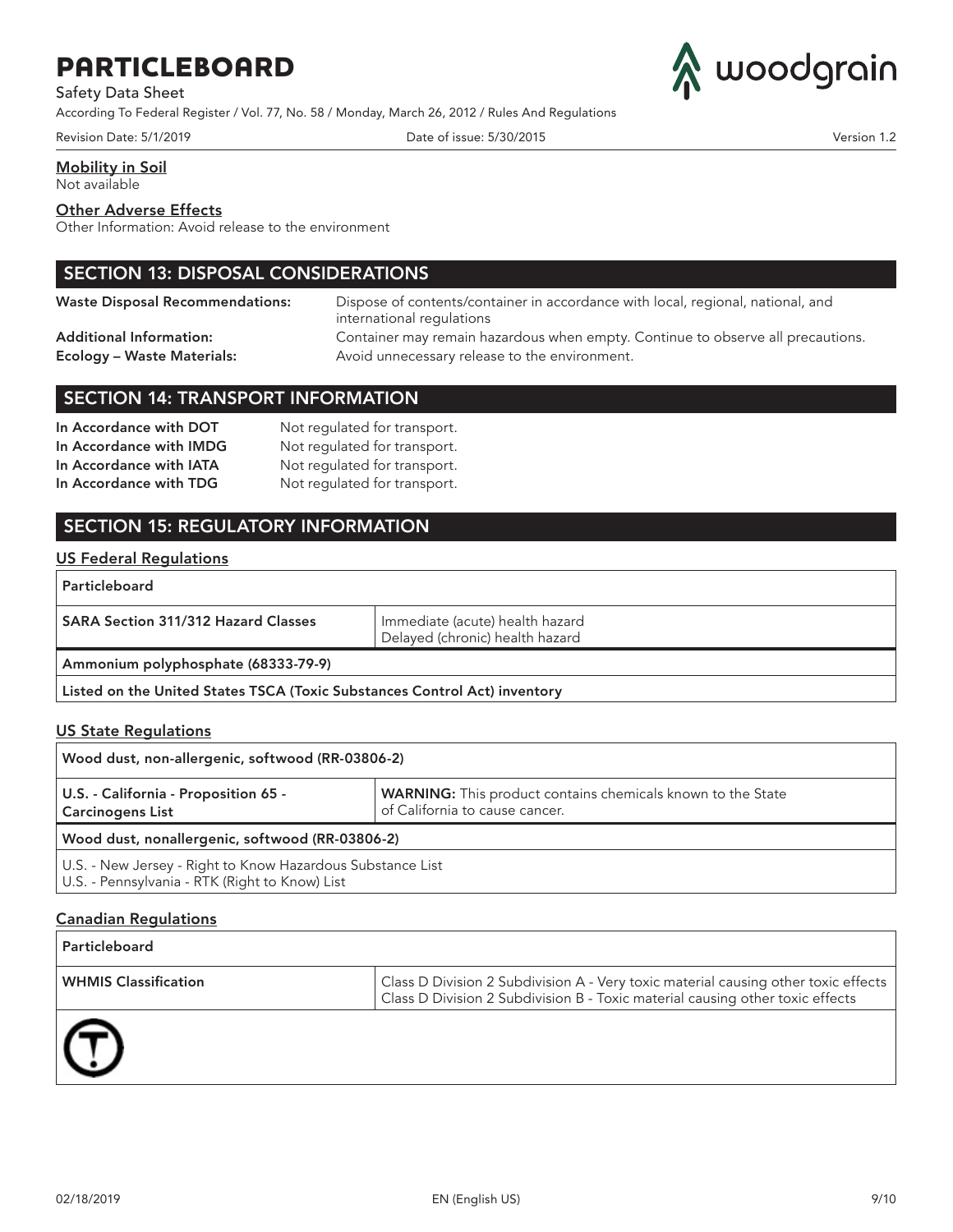### Mobility in Soil

Not available

### Other Adverse Effects

Other Information: Avoid release to the environment

## SECTION 13: DISPOSAL CONSIDERATIONS

**Waste Disposal Recommendations:** Dispose of contents/container in accordance with local, regional, national, and international regulations

**Additional Information:** Container may remain hazardous when empty. Continue to observe all precautions.

**Ecology – Waste Materials:** Avoid unnecessary release to the environment.

## SECTION 14: TRANSPORT INFORMATION

**In Accordance with DOT** Not regulated for transport.

**In Accordance with IMDG** Not regulated for transport.

**In Accordance with IATA** Not regulated for transport.

**In Accordance with TDG** Not regulated for transport.

## SECTION 15: REGULATORY INFORMATION

### US Federal Regulations

| Particleboard | |
|---|---|
| **SARA Section 311/312 Hazard Classes** | Immediate (acute) health hazard<br>Delayed (chronic) health hazard |
| **Ammonium polyphosphate (68333-79-9)** | |
| **Listed on the United States TSCA (Toxic Substances Control Act) inventory** | |

### US State Regulations

| Wood dust, non-allergenic, softwood (RR-03806-2) | |
|---|---|
| **U.S. - California - Proposition 65 - Carcinogens List** | **WARNING:** This product contains chemicals known to the State of California to cause cancer. |
| **Wood dust, nonallergenic, softwood (RR-03806-2)** | |
| U.S. - New Jersey - Right to Know Hazardous Substance List<br>U.S. - Pennsylvania - RTK (Right to Know) List | |

### Canadian Regulations

| Particleboard | |
|---|---|
| **WHMIS Classification** | Class D Division 2 Subdivision A - Very toxic material causing other toxic effects<br>Class D Division 2 Subdivision B - Toxic material causing other toxic effects |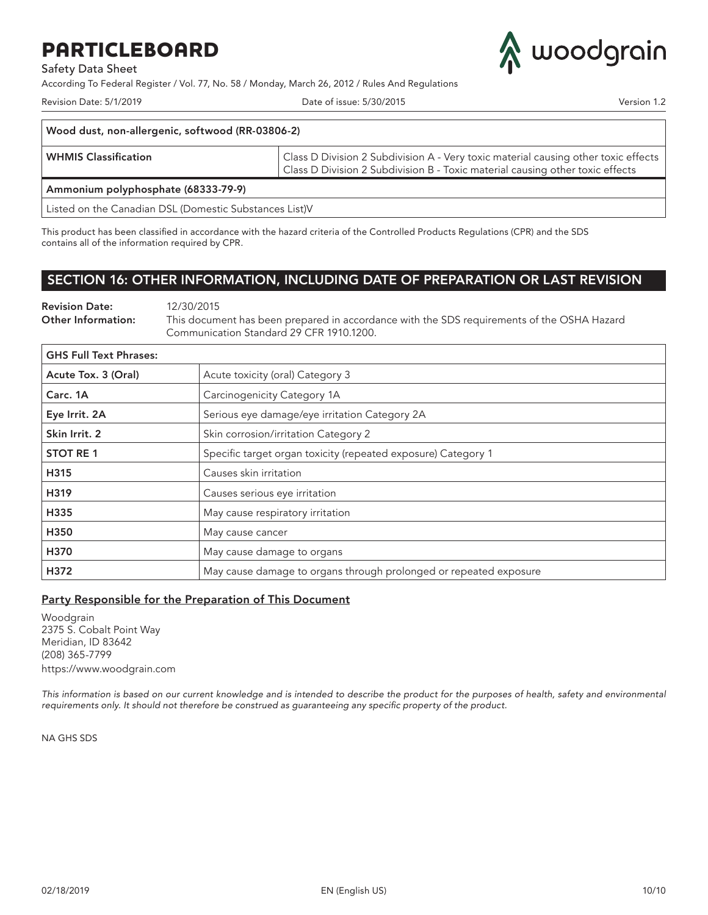| Wood dust, non-allergenic, softwood (RR-03806-2) | |
|---|---|
| WHMIS Classification | Class D Division 2 Subdivision A - Very toxic material causing other toxic effects<br>Class D Division 2 Subdivision B - Toxic material causing other toxic effects |
| **Ammonium polyphosphate (68333-79-9)** | |
| Listed on the Canadian DSL (Domestic Substances List)V | |

This product has been classified in accordance with the hazard criteria of the Controlled Products Regulations (CPR) and the SDS contains all of the information required by CPR.

## SECTION 16: OTHER INFORMATION, INCLUDING DATE OF PREPARATION OR LAST REVISION

**Revision Date:** 12/30/2015

**Other Information:** This document has been prepared in accordance with the SDS requirements of the OSHA Hazard Communication Standard 29 CFR 1910.1200.

| GHS Full Text Phrases: | |
|---|---|
| **Acute Tox. 3 (Oral)** | Acute toxicity (oral) Category 3 |
| **Carc. 1A** | Carcinogenicity Category 1A |
| **Eye Irrit. 2A** | Serious eye damage/eye irritation Category 2A |
| **Skin Irrit. 2** | Skin corrosion/irritation Category 2 |
| **STOT RE 1** | Specific target organ toxicity (repeated exposure) Category 1 |
| **H315** | Causes skin irritation |
| **H319** | Causes serious eye irritation |
| **H335** | May cause respiratory irritation |
| **H350** | May cause cancer |
| **H370** | May cause damage to organs |
| **H372** | May cause damage to organs through prolonged or repeated exposure |

### Party Responsible for the Preparation of This Document

Woodgrain
2375 S. Cobalt Point Way
Meridian, ID 83642
(208) 365-7799
https://www.woodgrain.com

*This information is based on our current knowledge and is intended to describe the product for the purposes of health, safety and environmental requirements only. It should not therefore be construed as guaranteeing any specific property of the product.*

NA GHS SDS